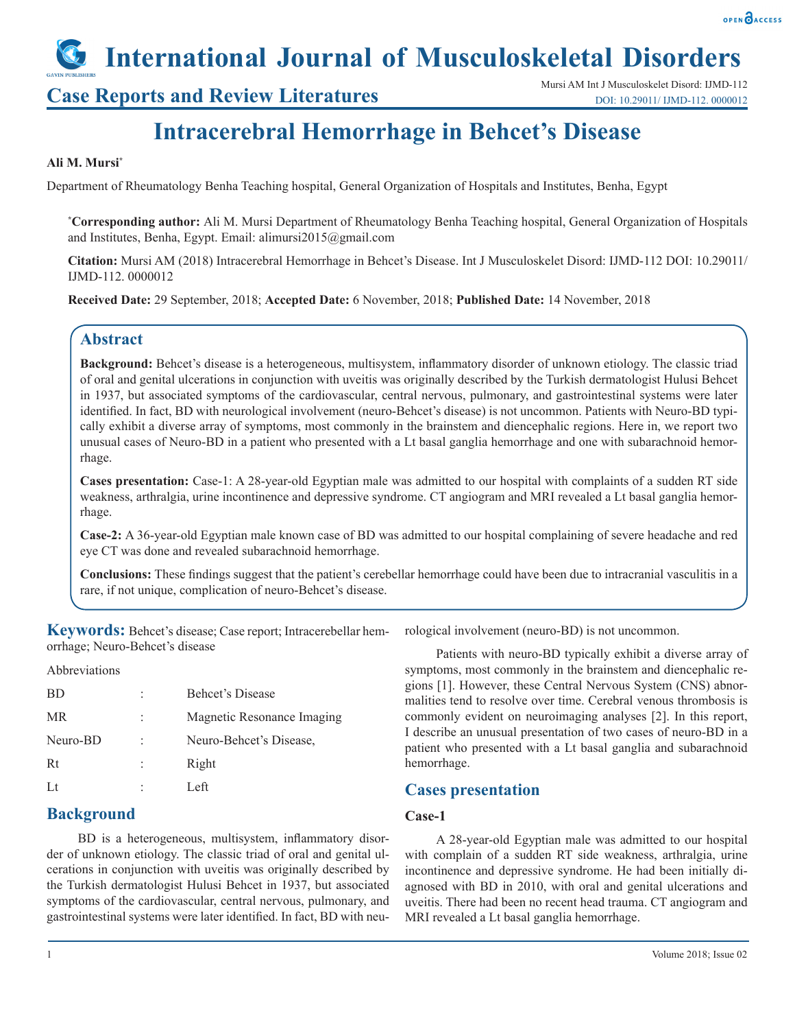# Intracerebral Hemorrhage in Behcet's Disease

**Ali M. Mursi***

Department of Rheumatology Benha Teaching hospital, General Organization of Hospitals and Institutes, Benha, Egypt

***Corresponding author:** Ali M. Mursi Department of Rheumatology Benha Teaching hospital, General Organization of Hospitals and Institutes, Benha, Egypt. Email: alimursi2015@gmail.com

**Citation:** Mursi AM (2018) Intracerebral Hemorrhage in Behcet's Disease. Int J Musculoskelet Disord: IJMD-112 DOI: 10.29011/IJMD-112. 0000012

**Received Date:** 29 September, 2018; **Accepted Date:** 6 November, 2018; **Published Date:** 14 November, 2018

## Abstract

**Background:** Behcet's disease is a heterogeneous, multisystem, inflammatory disorder of unknown etiology. The classic triad of oral and genital ulcerations in conjunction with uveitis was originally described by the Turkish dermatologist Hulusi Behcet in 1937, but associated symptoms of the cardiovascular, central nervous, pulmonary, and gastrointestinal systems were later identified. In fact, BD with neurological involvement (neuro-Behcet's disease) is not uncommon. Patients with Neuro-BD typically exhibit a diverse array of symptoms, most commonly in the brainstem and diencephalic regions. Here in, we report two unusual cases of Neuro-BD in a patient who presented with a Lt basal ganglia hemorrhage and one with subarachnoid hemorrhage.

**Cases presentation:** Case-1: A 28-year-old Egyptian male was admitted to our hospital with complaints of a sudden RT side weakness, arthralgia, urine incontinence and depressive syndrome. CT angiogram and MRI revealed a Lt basal ganglia hemorrhage.

**Case-2:** A 36-year-old Egyptian male known case of BD was admitted to our hospital complaining of severe headache and red eye CT was done and revealed subarachnoid hemorrhage.

**Conclusions:** These findings suggest that the patient's cerebellar hemorrhage could have been due to intracranial vasculitis in a rare, if not unique, complication of neuro-Behcet's disease.

**Keywords:** Behcet's disease; Case report; Intracerebellar hemorrhage; Neuro-Behcet's disease

Abbreviations

| | | |
|---|---|---|
| BD | : | Behcet's Disease |
| MR | : | Magnetic Resonance Imaging |
| Neuro-BD | : | Neuro-Behcet's Disease, |
| Rt | : | Right |
| Lt | : | Left |

## Background

BD is a heterogeneous, multisystem, inflammatory disorder of unknown etiology. The classic triad of oral and genital ulcerations in conjunction with uveitis was originally described by the Turkish dermatologist Hulusi Behcet in 1937, but associated symptoms of the cardiovascular, central nervous, pulmonary, and gastrointestinal systems were later identified. In fact, BD with neurological involvement (neuro-BD) is not uncommon.

Patients with neuro-BD typically exhibit a diverse array of symptoms, most commonly in the brainstem and diencephalic regions [1]. However, these Central Nervous System (CNS) abnormalities tend to resolve over time. Cerebral venous thrombosis is commonly evident on neuroimaging analyses [2]. In this report, I describe an unusual presentation of two cases of neuro-BD in a patient who presented with a Lt basal ganglia and subarachnoid hemorrhage.

## Cases presentation

### Case-1

A 28-year-old Egyptian male was admitted to our hospital with complain of a sudden RT side weakness, arthralgia, urine incontinence and depressive syndrome. He had been initially diagnosed with BD in 2010, with oral and genital ulcerations and uveitis. There had been no recent head trauma. CT angiogram and MRI revealed a Lt basal ganglia hemorrhage.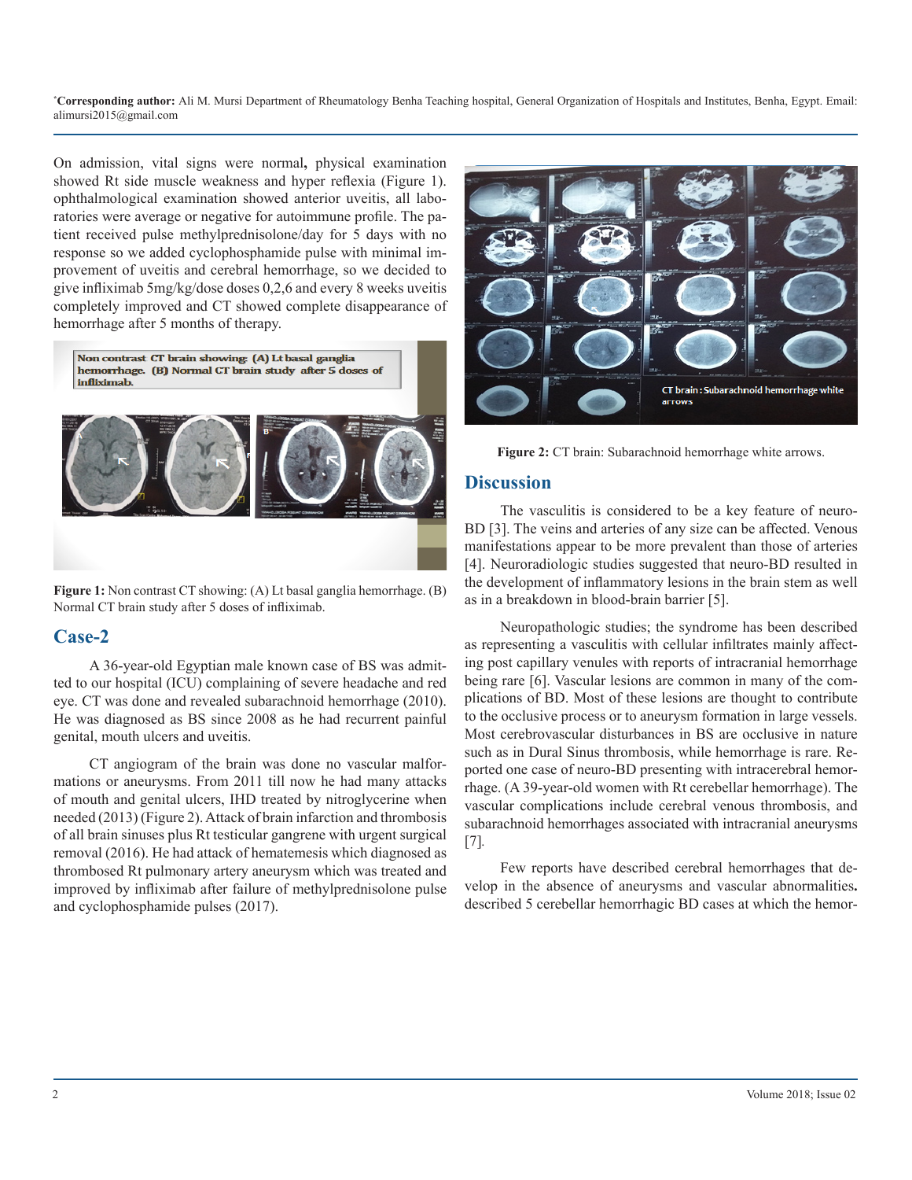*Corresponding author: Ali M. Mursi Department of Rheumatology Benha Teaching hospital, General Organization of Hospitals and Institutes, Benha, Egypt. Email: alimursi2015@gmail.com

On admission, vital signs were normal**,** physical examination showed Rt side muscle weakness and hyper reflexia (Figure 1). ophthalmological examination showed anterior uveitis, all laboratories were average or negative for autoimmune profile. The patient received pulse methylprednisolone/day for 5 days with no response so we added cyclophosphamide pulse with minimal improvement of uveitis and cerebral hemorrhage, so we decided to give infliximab 5mg/kg/dose doses 0,2,6 and every 8 weeks uveitis completely improved and CT showed complete disappearance of hemorrhage after 5 months of therapy.

**Figure 1:** Non contrast CT showing: (A) Lt basal ganglia hemorrhage. (B) Normal CT brain study after 5 doses of infliximab.

## Case-2

A 36-year-old Egyptian male known case of BS was admitted to our hospital (ICU) complaining of severe headache and red eye. CT was done and revealed subarachnoid hemorrhage (2010). He was diagnosed as BS since 2008 as he had recurrent painful genital, mouth ulcers and uveitis.

CT angiogram of the brain was done no vascular malformations or aneurysms. From 2011 till now he had many attacks of mouth and genital ulcers, IHD treated by nitroglycerine when needed (2013) (Figure 2). Attack of brain infarction and thrombosis of all brain sinuses plus Rt testicular gangrene with urgent surgical removal (2016). He had attack of hematemesis which diagnosed as thrombosed Rt pulmonary artery aneurysm which was treated and improved by infliximab after failure of methylprednisolone pulse and cyclophosphamide pulses (2017).

**Figure 2:** CT brain: Subarachnoid hemorrhage white arrows.

## Discussion

The vasculitis is considered to be a key feature of neuro-BD [3]. The veins and arteries of any size can be affected. Venous manifestations appear to be more prevalent than those of arteries [4]. Neuroradiologic studies suggested that neuro-BD resulted in the development of inflammatory lesions in the brain stem as well as in a breakdown in blood-brain barrier [5].

Neuropathologic studies; the syndrome has been described as representing a vasculitis with cellular infiltrates mainly affecting post capillary venules with reports of intracranial hemorrhage being rare [6]. Vascular lesions are common in many of the complications of BD. Most of these lesions are thought to contribute to the occlusive process or to aneurysm formation in large vessels. Most cerebrovascular disturbances in BS are occlusive in nature such as in Dural Sinus thrombosis, while hemorrhage is rare. Reported one case of neuro-BD presenting with intracerebral hemorrhage. (A 39-year-old women with Rt cerebellar hemorrhage). The vascular complications include cerebral venous thrombosis, and subarachnoid hemorrhages associated with intracranial aneurysms [7].

Few reports have described cerebral hemorrhages that develop in the absence of aneurysms and vascular abnormalities**.** described 5 cerebellar hemorrhagic BD cases at which the hemor-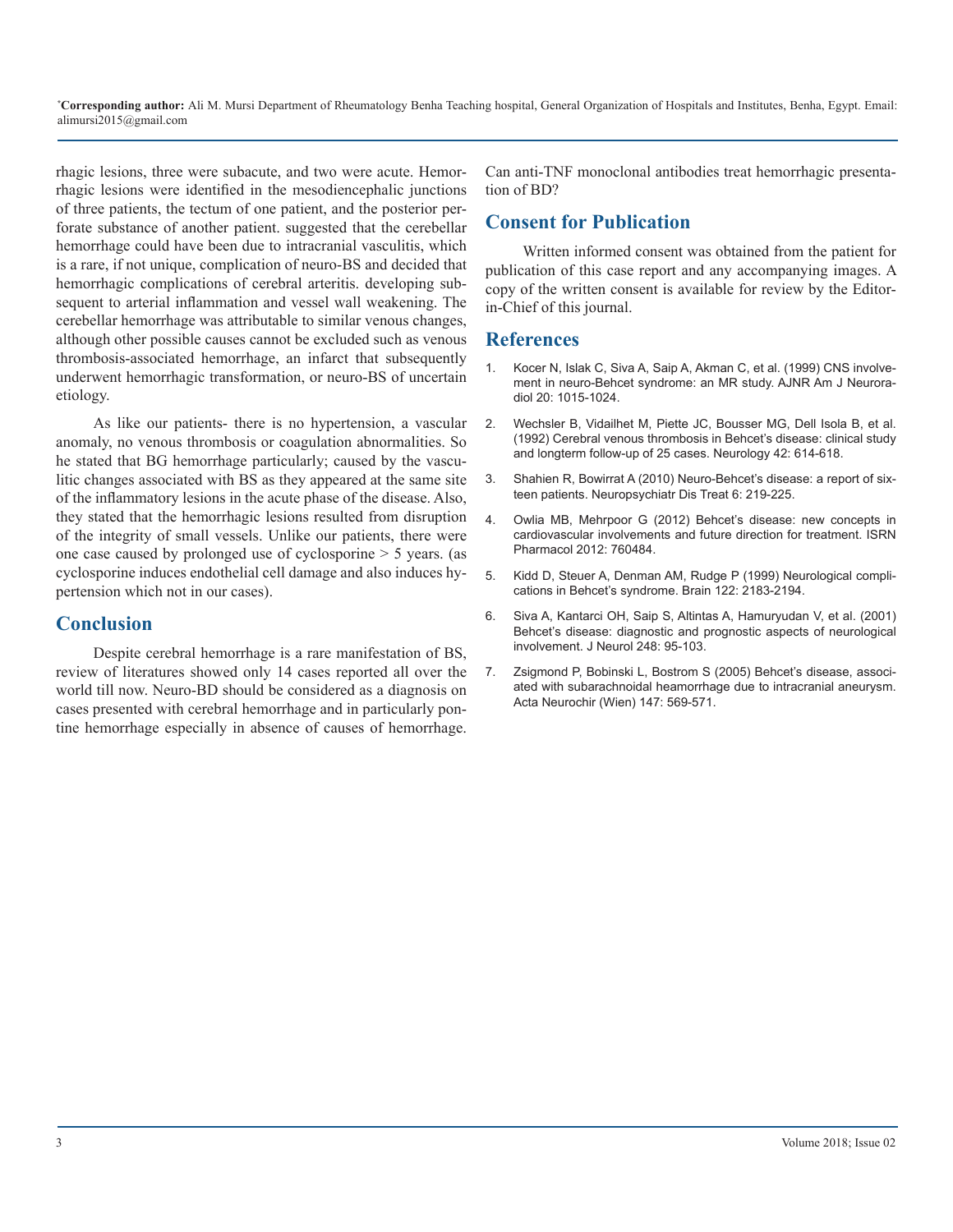rhagic lesions, three were subacute, and two were acute. Hemorrhagic lesions were identified in the mesodiencephalic junctions of three patients, the tectum of one patient, and the posterior perforate substance of another patient. suggested that the cerebellar hemorrhage could have been due to intracranial vasculitis, which is a rare, if not unique, complication of neuro-BS and decided that hemorrhagic complications of cerebral arteritis. developing subsequent to arterial inflammation and vessel wall weakening. The cerebellar hemorrhage was attributable to similar venous changes, although other possible causes cannot be excluded such as venous thrombosis-associated hemorrhage, an infarct that subsequently underwent hemorrhagic transformation, or neuro-BS of uncertain etiology.

As like our patients- there is no hypertension, a vascular anomaly, no venous thrombosis or coagulation abnormalities. So he stated that BG hemorrhage particularly; caused by the vasculitic changes associated with BS as they appeared at the same site of the inflammatory lesions in the acute phase of the disease. Also, they stated that the hemorrhagic lesions resulted from disruption of the integrity of small vessels. Unlike our patients, there were one case caused by prolonged use of cyclosporine > 5 years. (as cyclosporine induces endothelial cell damage and also induces hypertension which not in our cases).

## Conclusion

Despite cerebral hemorrhage is a rare manifestation of BS, review of literatures showed only 14 cases reported all over the world till now. Neuro-BD should be considered as a diagnosis on cases presented with cerebral hemorrhage and in particularly pontine hemorrhage especially in absence of causes of hemorrhage. Can anti-TNF monoclonal antibodies treat hemorrhagic presentation of BD?

## Consent for Publication

Written informed consent was obtained from the patient for publication of this case report and any accompanying images. A copy of the written consent is available for review by the Editor-in-Chief of this journal.

## References

1. Kocer N, Islak C, Siva A, Saip A, Akman C, et al. (1999) CNS involvement in neuro-Behcet syndrome: an MR study. AJNR Am J Neuroradiol 20: 1015-1024.
2. Wechsler B, Vidailhet M, Piette JC, Bousser MG, Dell Isola B, et al. (1992) Cerebral venous thrombosis in Behcet's disease: clinical study and longterm follow-up of 25 cases. Neurology 42: 614-618.
3. Shahien R, Bowirrat A (2010) Neuro-Behcet's disease: a report of sixteen patients. Neuropsychiatr Dis Treat 6: 219-225.
4. Owlia MB, Mehrpoor G (2012) Behcet's disease: new concepts in cardiovascular involvements and future direction for treatment. ISRN Pharmacol 2012: 760484.
5. Kidd D, Steuer A, Denman AM, Rudge P (1999) Neurological complications in Behcet's syndrome. Brain 122: 2183-2194.
6. Siva A, Kantarci OH, Saip S, Altintas A, Hamuryudan V, et al. (2001) Behcet's disease: diagnostic and prognostic aspects of neurological involvement. J Neurol 248: 95-103.
7. Zsigmond P, Bobinski L, Bostrom S (2005) Behcet's disease, associated with subarachnoidal heamorrhage due to intracranial aneurysm. Acta Neurochir (Wien) 147: 569-571.